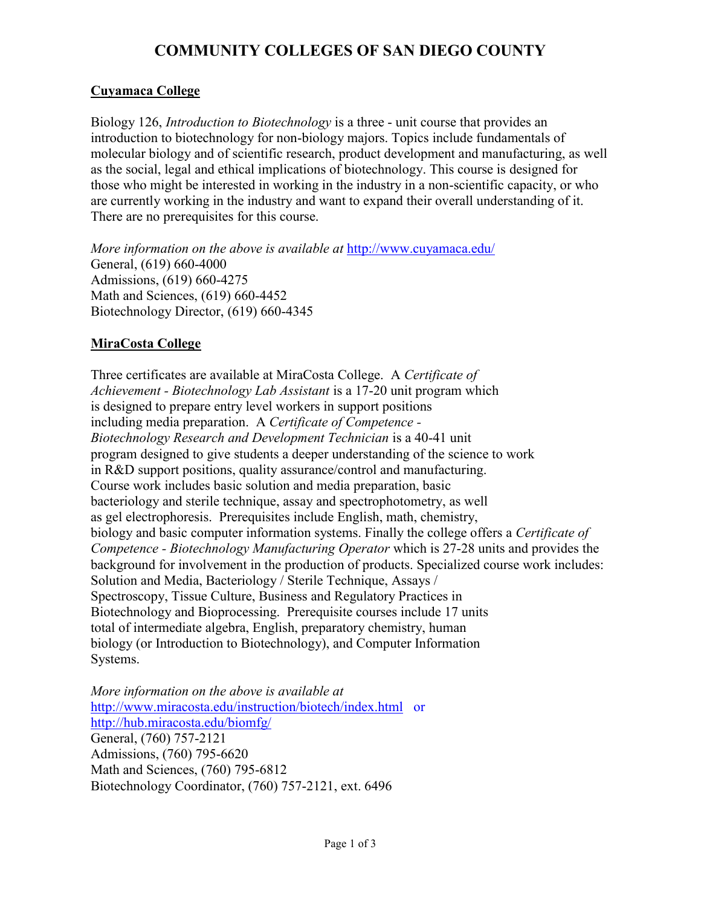# COMMUNITY COLLEGES OF SAN DIEGO COUNTY

## Cuyamaca College

Biology 126, *Introduction to Biotechnology* is a three - unit course that provides an introduction to biotechnology for non-biology majors. Topics include fundamentals of molecular biology and of scientific research, product development and manufacturing, as well as the social, legal and ethical implications of biotechnology. This course is designed for those who might be interested in working in the industry in a non-scientific capacity, or who are currently working in the industry and want to expand their overall understanding of it. There are no prerequisites for this course.

*More information on the above is available at* http://www.cuyamaca.edu/
General, (619) 660-4000
Admissions, (619) 660-4275
Math and Sciences, (619) 660-4452
Biotechnology Director, (619) 660-4345

## MiraCosta College

Three certificates are available at MiraCosta College. A *Certificate of Achievement - Biotechnology Lab Assistant* is a 17-20 unit program which is designed to prepare entry level workers in support positions including media preparation. A *Certificate of Competence - Biotechnology Research and Development Technician* is a 40-41 unit program designed to give students a deeper understanding of the science to work in R&D support positions, quality assurance/control and manufacturing. Course work includes basic solution and media preparation, basic bacteriology and sterile technique, assay and spectrophotometry, as well as gel electrophoresis. Prerequisites include English, math, chemistry, biology and basic computer information systems. Finally the college offers a *Certificate of Competence - Biotechnology Manufacturing Operator* which is 27-28 units and provides the background for involvement in the production of products. Specialized course work includes: Solution and Media, Bacteriology / Sterile Technique, Assays / Spectroscopy, Tissue Culture, Business and Regulatory Practices in Biotechnology and Bioprocessing. Prerequisite courses include 17 units total of intermediate algebra, English, preparatory chemistry, human biology (or Introduction to Biotechnology), and Computer Information Systems.

*More information on the above is available at*
http://www.miracosta.edu/instruction/biotech/index.html or
http://hub.miracosta.edu/biomfg/
General, (760) 757-2121
Admissions, (760) 795-6620
Math and Sciences, (760) 795-6812
Biotechnology Coordinator, (760) 757-2121, ext. 6496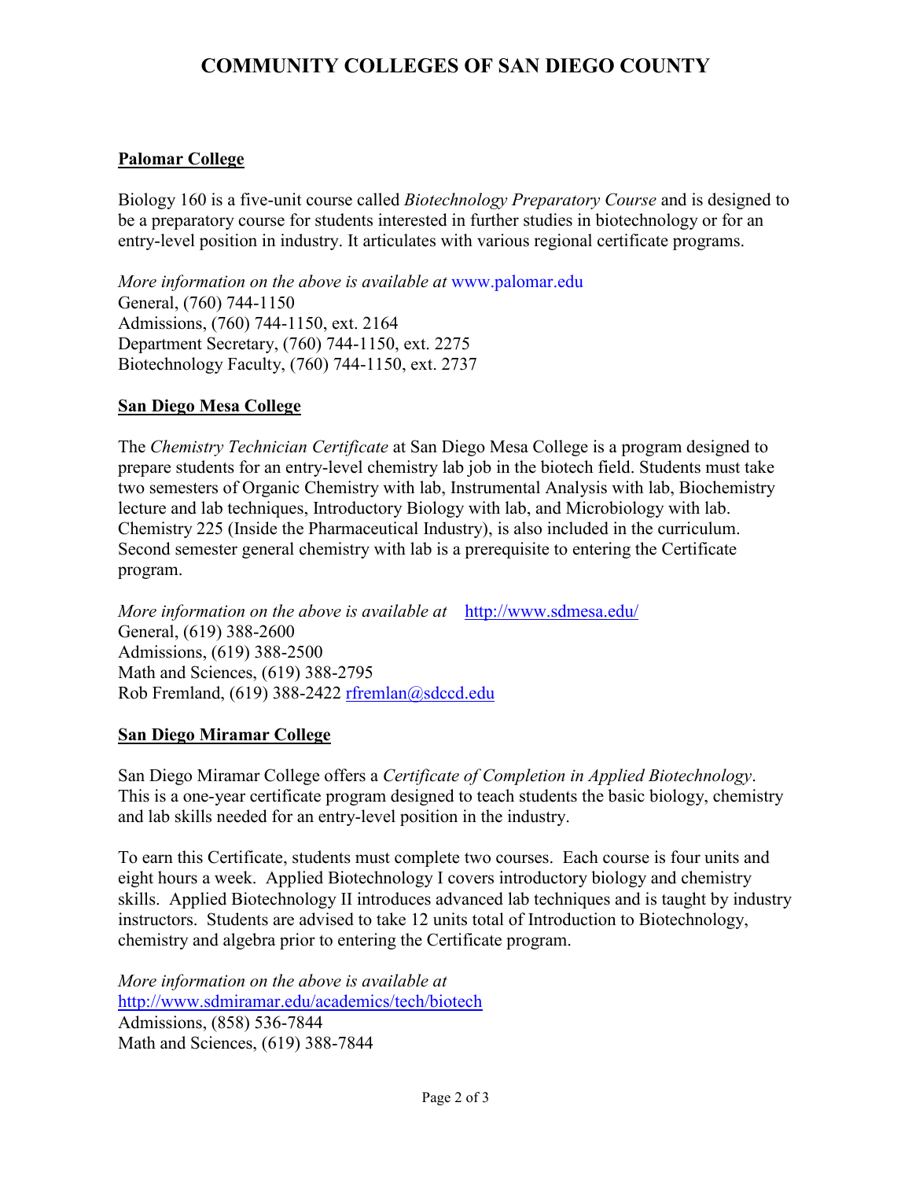# COMMUNITY COLLEGES OF SAN DIEGO COUNTY

## Palomar College

Biology 160 is a five-unit course called *Biotechnology Preparatory Course* and is designed to be a preparatory course for students interested in further studies in biotechnology or for an entry-level position in industry. It articulates with various regional certificate programs.

*More information on the above is available at* www.palomar.edu
General, (760) 744-1150
Admissions, (760) 744-1150, ext. 2164
Department Secretary, (760) 744-1150, ext. 2275
Biotechnology Faculty, (760) 744-1150, ext. 2737

## San Diego Mesa College

The *Chemistry Technician Certificate* at San Diego Mesa College is a program designed to prepare students for an entry-level chemistry lab job in the biotech field. Students must take two semesters of Organic Chemistry with lab, Instrumental Analysis with lab, Biochemistry lecture and lab techniques, Introductory Biology with lab, and Microbiology with lab. Chemistry 225 (Inside the Pharmaceutical Industry), is also included in the curriculum. Second semester general chemistry with lab is a prerequisite to entering the Certificate program.

*More information on the above is available at* http://www.sdmesa.edu/
General, (619) 388-2600
Admissions, (619) 388-2500
Math and Sciences, (619) 388-2795
Rob Fremland, (619) 388-2422 rfremlan@sdccd.edu

## San Diego Miramar College

San Diego Miramar College offers a *Certificate of Completion in Applied Biotechnology*. This is a one-year certificate program designed to teach students the basic biology, chemistry and lab skills needed for an entry-level position in the industry.

To earn this Certificate, students must complete two courses. Each course is four units and eight hours a week. Applied Biotechnology I covers introductory biology and chemistry skills. Applied Biotechnology II introduces advanced lab techniques and is taught by industry instructors. Students are advised to take 12 units total of Introduction to Biotechnology, chemistry and algebra prior to entering the Certificate program.

*More information on the above is available at*
http://www.sdmiramar.edu/academics/tech/biotech
Admissions, (858) 536-7844
Math and Sciences, (619) 388-7844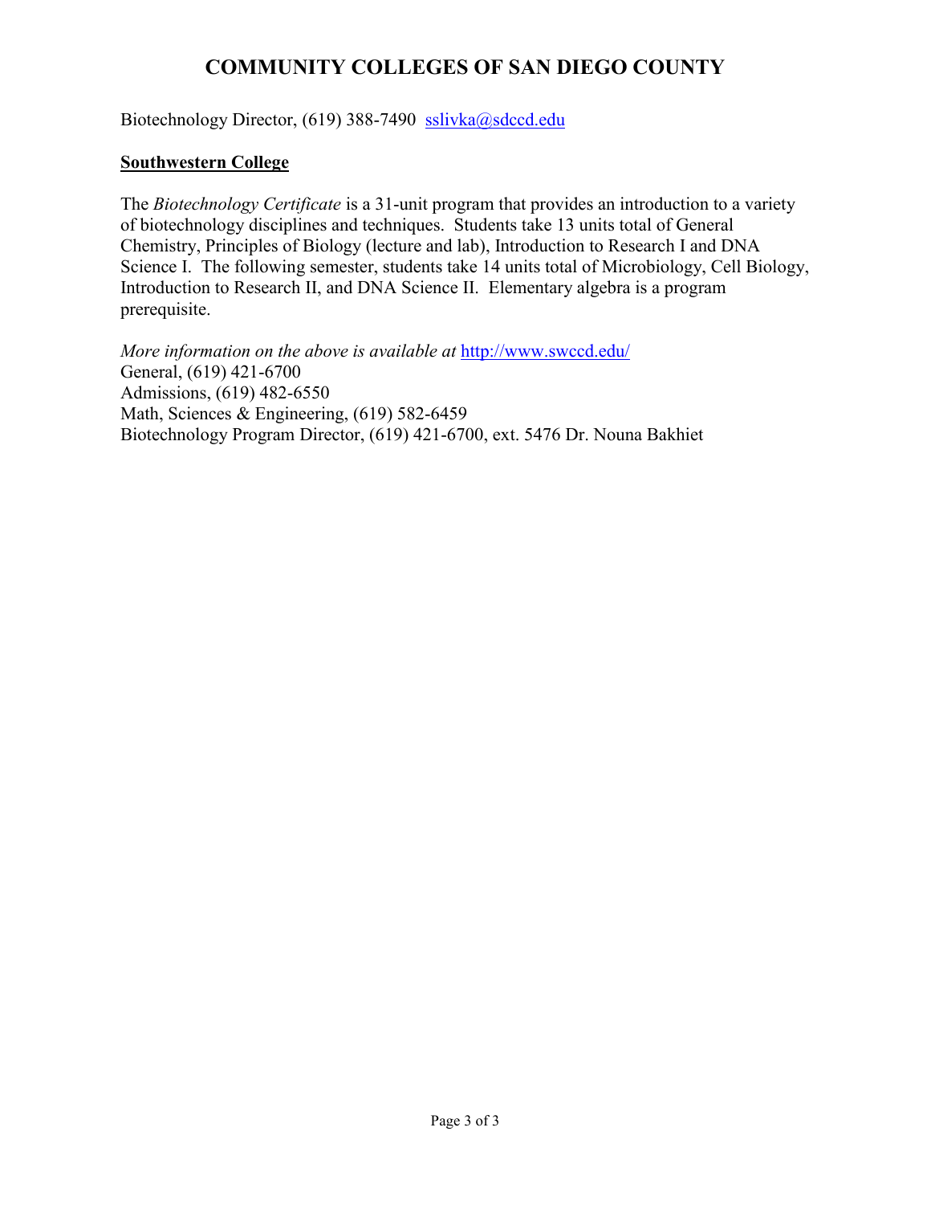Biotechnology Director, (619) 388-7490 [sslivka@sdccd.edu](mailto:sslivka@sdccd.edu)

**Southwestern College**

The *Biotechnology Certificate* is a 31-unit program that provides an introduction to a variety of biotechnology disciplines and techniques. Students take 13 units total of General Chemistry, Principles of Biology (lecture and lab), Introduction to Research I and DNA Science I. The following semester, students take 14 units total of Microbiology, Cell Biology, Introduction to Research II, and DNA Science II. Elementary algebra is a program prerequisite.

*More information on the above is available at* [http://www.swccd.edu/](http://www.swccd.edu/)
General, (619) 421-6700
Admissions, (619) 482-6550
Math, Sciences & Engineering, (619) 582-6459
Biotechnology Program Director, (619) 421-6700, ext. 5476 Dr. Nouna Bakhiet